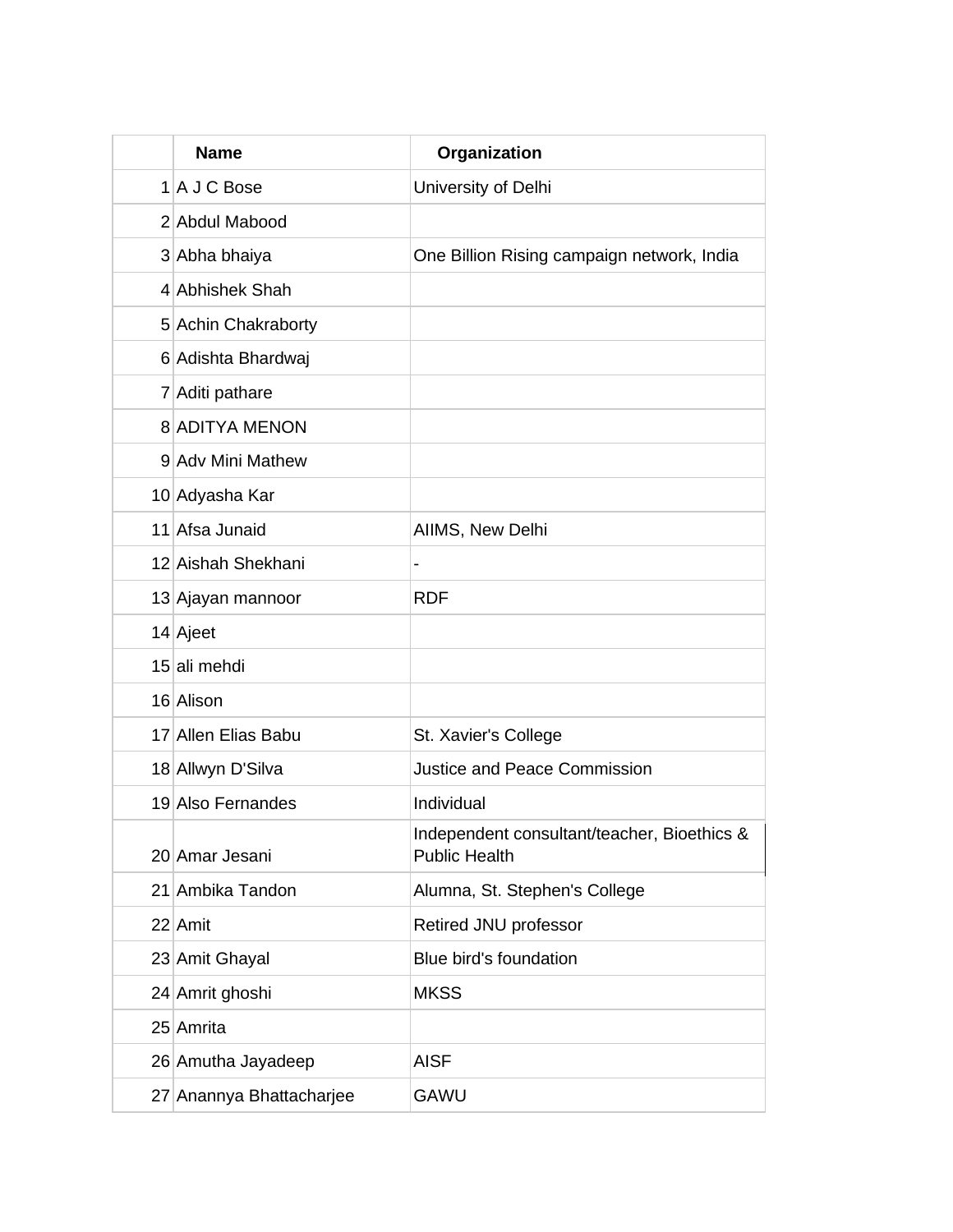| | Name | Organization |
|---|---|---|
| 1 | A J C Bose | University of Delhi |
| 2 | Abdul Mabood | |
| 3 | Abha bhaiya | One Billion Rising campaign network, India |
| 4 | Abhishek Shah | |
| 5 | Achin Chakraborty | |
| 6 | Adishta Bhardwaj | |
| 7 | Aditi pathare | |
| 8 | ADITYA MENON | |
| 9 | Adv Mini Mathew | |
| 10 | Adyasha Kar | |
| 11 | Afsa Junaid | AIIMS, New Delhi |
| 12 | Aishah Shekhani | - |
| 13 | Ajayan mannoor | RDF |
| 14 | Ajeet | |
| 15 | ali mehdi | |
| 16 | Alison | |
| 17 | Allen Elias Babu | St. Xavier's College |
| 18 | Allwyn D'Silva | Justice and Peace Commission |
| 19 | Also Fernandes | Individual |
| 20 | Amar Jesani | Independent consultant/teacher, Bioethics & Public Health |
| 21 | Ambika Tandon | Alumna, St. Stephen's College |
| 22 | Amit | Retired JNU professor |
| 23 | Amit Ghayal | Blue bird's foundation |
| 24 | Amrit ghoshi | MKSS |
| 25 | Amrita | |
| 26 | Amutha Jayadeep | AISF |
| 27 | Anannya Bhattacharjee | GAWU |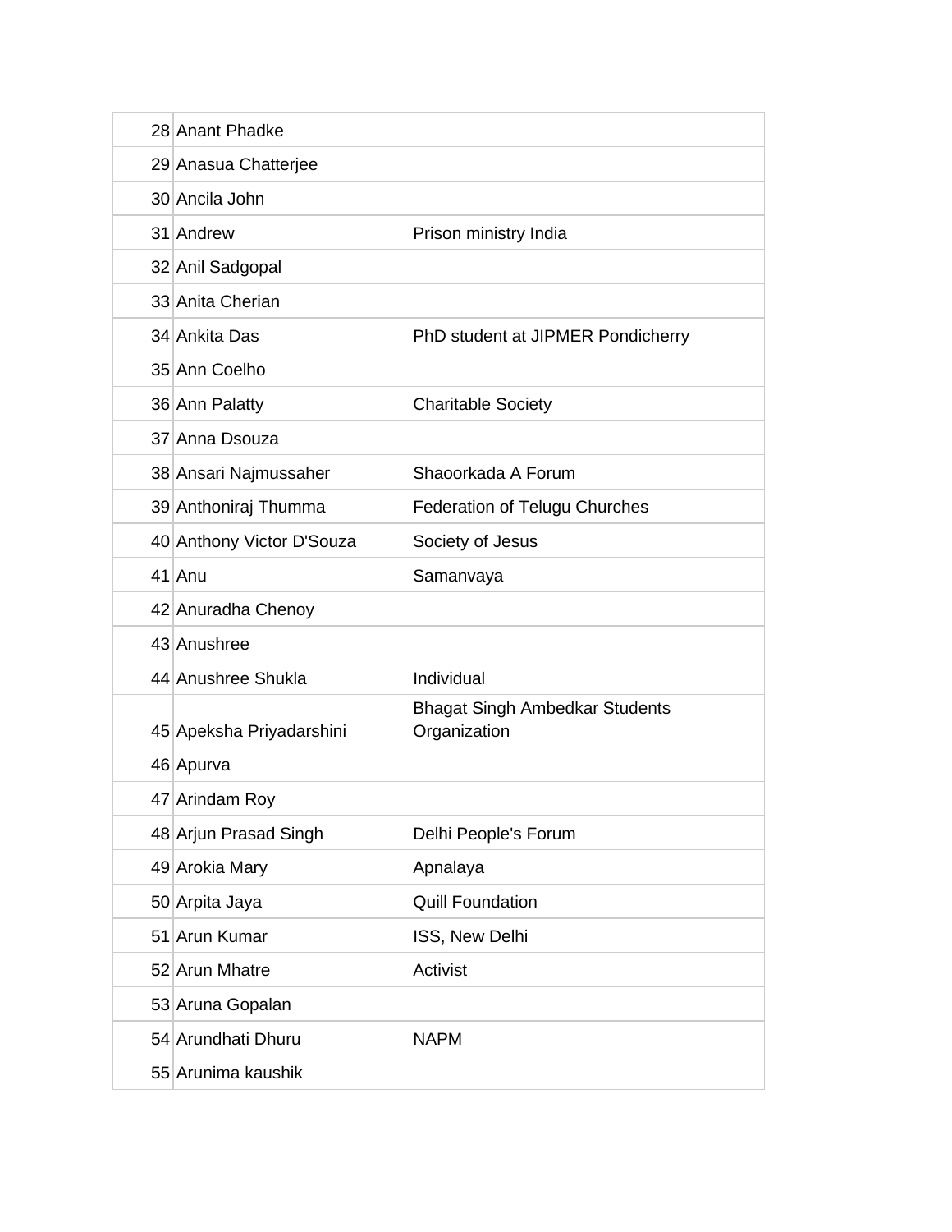| | | |
|---|---|---|
| 28 | Anant Phadke | |
| 29 | Anasua Chatterjee | |
| 30 | Ancila John | |
| 31 | Andrew | Prison ministry India |
| 32 | Anil Sadgopal | |
| 33 | Anita Cherian | |
| 34 | Ankita Das | PhD student at JIPMER Pondicherry |
| 35 | Ann Coelho | |
| 36 | Ann Palatty | Charitable Society |
| 37 | Anna Dsouza | |
| 38 | Ansari Najmussaher | Shaoorkada A Forum |
| 39 | Anthoniraj Thumma | Federation of Telugu Churches |
| 40 | Anthony Victor D'Souza | Society of Jesus |
| 41 | Anu | Samanvaya |
| 42 | Anuradha Chenoy | |
| 43 | Anushree | |
| 44 | Anushree Shukla | Individual |
| 45 | Apeksha Priyadarshini | Bhagat Singh Ambedkar Students Organization |
| 46 | Apurva | |
| 47 | Arindam Roy | |
| 48 | Arjun Prasad Singh | Delhi People's Forum |
| 49 | Arokia Mary | Apnalaya |
| 50 | Arpita Jaya | Quill Foundation |
| 51 | Arun Kumar | ISS, New Delhi |
| 52 | Arun Mhatre | Activist |
| 53 | Aruna Gopalan | |
| 54 | Arundhati Dhuru | NAPM |
| 55 | Arunima kaushik | |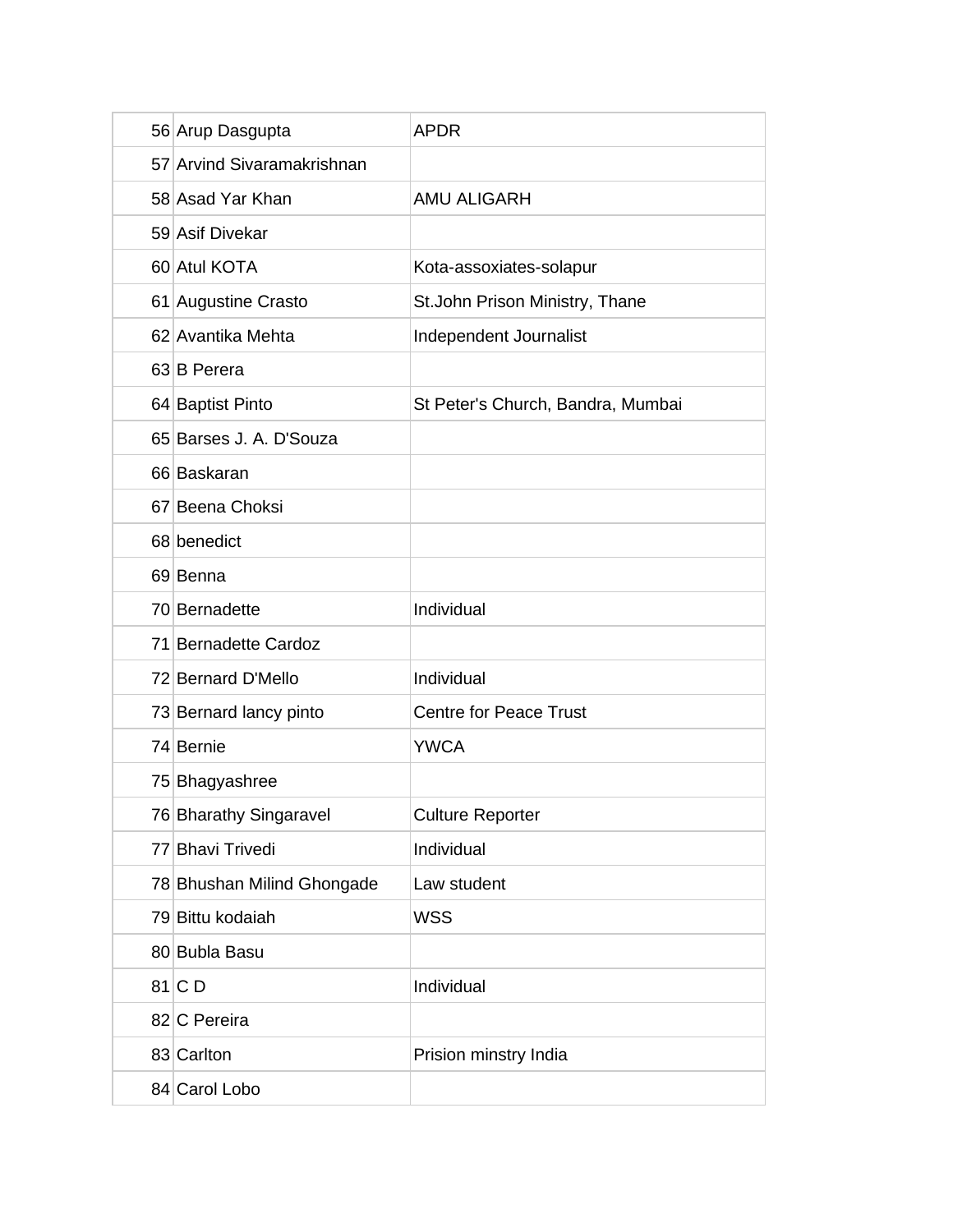| | | |
|---|---|---|
| 56 | Arup Dasgupta | APDR |
| 57 | Arvind Sivaramakrishnan | |
| 58 | Asad Yar Khan | AMU ALIGARH |
| 59 | Asif Divekar | |
| 60 | Atul KOTA | Kota-assoxiates-solapur |
| 61 | Augustine Crasto | St.John Prison Ministry, Thane |
| 62 | Avantika Mehta | Independent Journalist |
| 63 | B Perera | |
| 64 | Baptist Pinto | St Peter's Church, Bandra, Mumbai |
| 65 | Barses J. A. D'Souza | |
| 66 | Baskaran | |
| 67 | Beena Choksi | |
| 68 | benedict | |
| 69 | Benna | |
| 70 | Bernadette | Individual |
| 71 | Bernadette Cardoz | |
| 72 | Bernard D'Mello | Individual |
| 73 | Bernard lancy pinto | Centre for Peace Trust |
| 74 | Bernie | YWCA |
| 75 | Bhagyashree | |
| 76 | Bharathy Singaravel | Culture Reporter |
| 77 | Bhavi Trivedi | Individual |
| 78 | Bhushan Milind Ghongade | Law student |
| 79 | Bittu kodaiah | WSS |
| 80 | Bubla Basu | |
| 81 | C D | Individual |
| 82 | C Pereira | |
| 83 | Carlton | Prision minstry India |
| 84 | Carol Lobo | |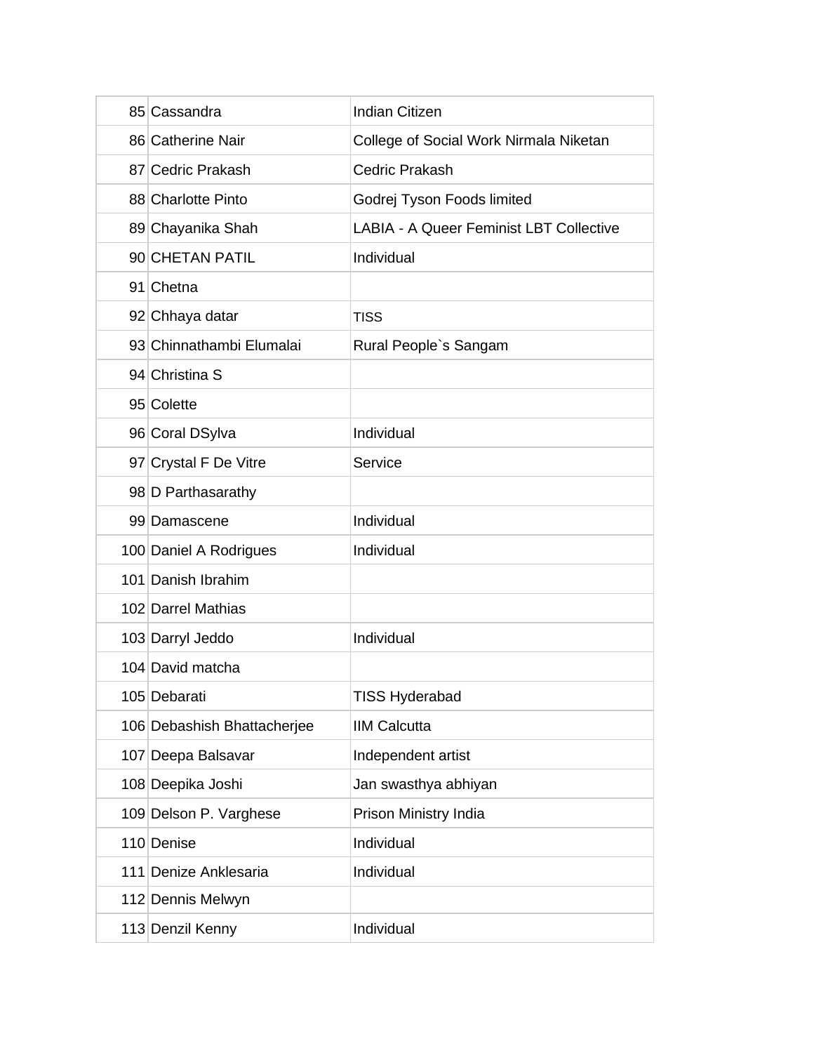| | | |
|---|---|---|
| 85 | Cassandra | Indian Citizen |
| 86 | Catherine Nair | College of Social Work Nirmala Niketan |
| 87 | Cedric Prakash | Cedric Prakash |
| 88 | Charlotte Pinto | Godrej Tyson Foods limited |
| 89 | Chayanika Shah | LABIA - A Queer Feminist LBT Collective |
| 90 | CHETAN PATIL | Individual |
| 91 | Chetna | |
| 92 | Chhaya datar | TISS |
| 93 | Chinnathambi Elumalai | Rural People`s Sangam |
| 94 | Christina S | |
| 95 | Colette | |
| 96 | Coral DSylva | Individual |
| 97 | Crystal F De Vitre | Service |
| 98 | D Parthasarathy | |
| 99 | Damascene | Individual |
| 100 | Daniel A Rodrigues | Individual |
| 101 | Danish Ibrahim | |
| 102 | Darrel Mathias | |
| 103 | Darryl Jeddo | Individual |
| 104 | David matcha | |
| 105 | Debarati | TISS Hyderabad |
| 106 | Debashish Bhattacherjee | IIM Calcutta |
| 107 | Deepa Balsavar | Independent artist |
| 108 | Deepika Joshi | Jan swasthya abhiyan |
| 109 | Delson P. Varghese | Prison Ministry India |
| 110 | Denise | Individual |
| 111 | Denize Anklesaria | Individual |
| 112 | Dennis Melwyn | |
| 113 | Denzil Kenny | Individual |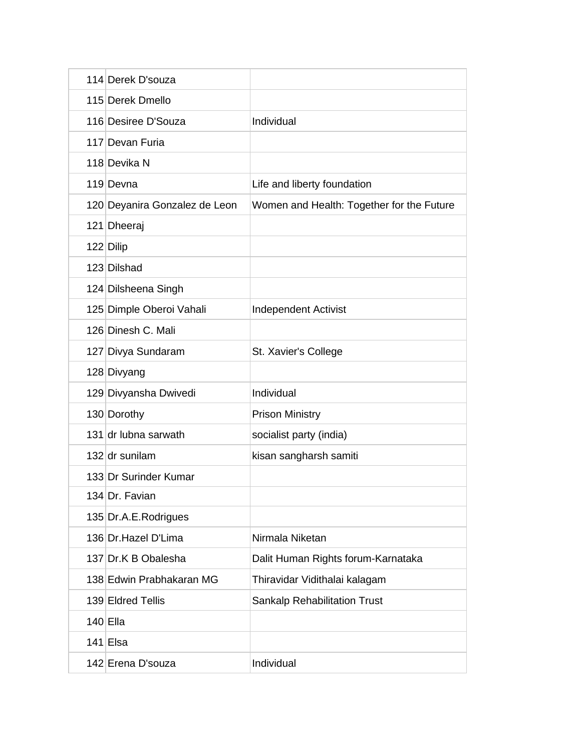| | | |
|---|---|---|
| 114 | Derek D'souza | |
| 115 | Derek Dmello | |
| 116 | Desiree D'Souza | Individual |
| 117 | Devan Furia | |
| 118 | Devika N | |
| 119 | Devna | Life and liberty foundation |
| 120 | Deyanira Gonzalez de Leon | Women and Health: Together for the Future |
| 121 | Dheeraj | |
| 122 | Dilip | |
| 123 | Dilshad | |
| 124 | Dilsheena Singh | |
| 125 | Dimple Oberoi Vahali | Independent Activist |
| 126 | Dinesh C. Mali | |
| 127 | Divya Sundaram | St. Xavier's College |
| 128 | Divyang | |
| 129 | Divyansha Dwivedi | Individual |
| 130 | Dorothy | Prison Ministry |
| 131 | dr lubna sarwath | socialist party (india) |
| 132 | dr sunilam | kisan sangharsh samiti |
| 133 | Dr Surinder Kumar | |
| 134 | Dr. Favian | |
| 135 | Dr.A.E.Rodrigues | |
| 136 | Dr.Hazel D'Lima | Nirmala Niketan |
| 137 | Dr.K B Obalesha | Dalit Human Rights forum-Karnataka |
| 138 | Edwin Prabhakaran MG | Thiravidar Vidithalai kalagam |
| 139 | Eldred Tellis | Sankalp Rehabilitation Trust |
| 140 | Ella | |
| 141 | Elsa | |
| 142 | Erena D'souza | Individual |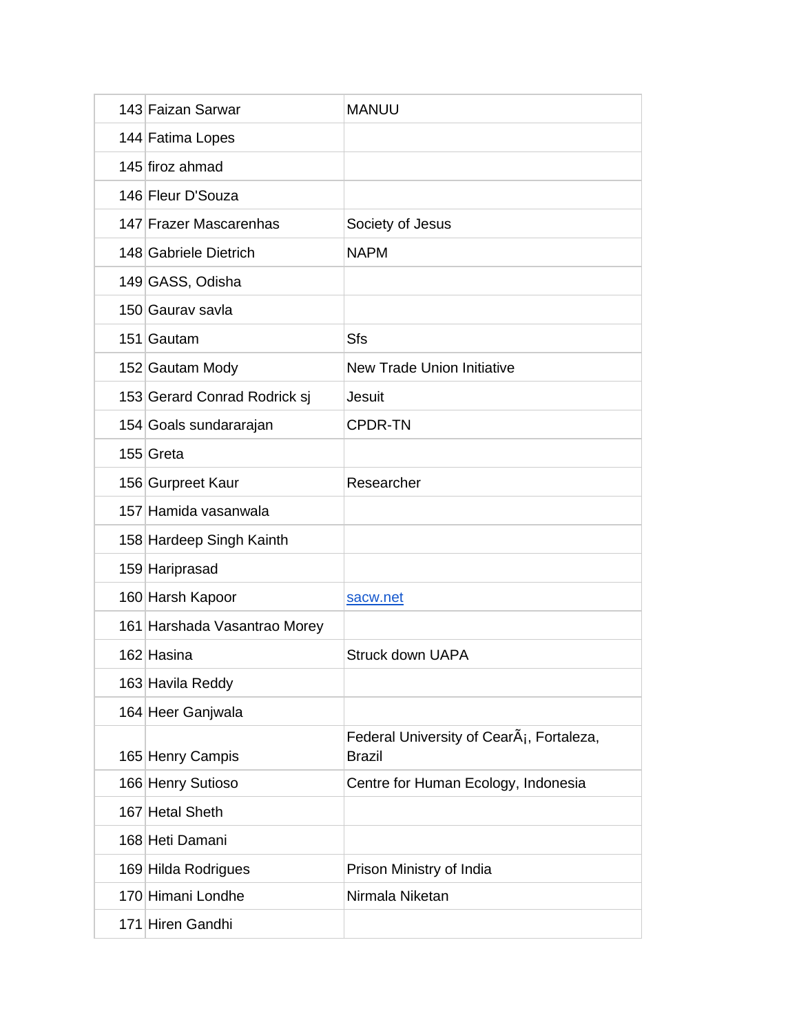| | | |
|---|---|---|
| 143 | Faizan Sarwar | MANUU |
| 144 | Fatima Lopes | |
| 145 | firoz ahmad | |
| 146 | Fleur D'Souza | |
| 147 | Frazer Mascarenhas | Society of Jesus |
| 148 | Gabriele Dietrich | NAPM |
| 149 | GASS, Odisha | |
| 150 | Gaurav savla | |
| 151 | Gautam | Sfs |
| 152 | Gautam Mody | New Trade Union Initiative |
| 153 | Gerard Conrad Rodrick sj | Jesuit |
| 154 | Goals sundararajan | CPDR-TN |
| 155 | Greta | |
| 156 | Gurpreet Kaur | Researcher |
| 157 | Hamida vasanwala | |
| 158 | Hardeep Singh Kainth | |
| 159 | Hariprasad | |
| 160 | Harsh Kapoor | sacw.net |
| 161 | Harshada Vasantrao Morey | |
| 162 | Hasina | Struck down UAPA |
| 163 | Havila Reddy | |
| 164 | Heer Ganjwala | |
| 165 | Henry Campis | Federal University of CearÃ¡, Fortaleza, Brazil |
| 166 | Henry Sutioso | Centre for Human Ecology, Indonesia |
| 167 | Hetal Sheth | |
| 168 | Heti Damani | |
| 169 | Hilda Rodrigues | Prison Ministry of India |
| 170 | Himani Londhe | Nirmala Niketan |
| 171 | Hiren Gandhi | |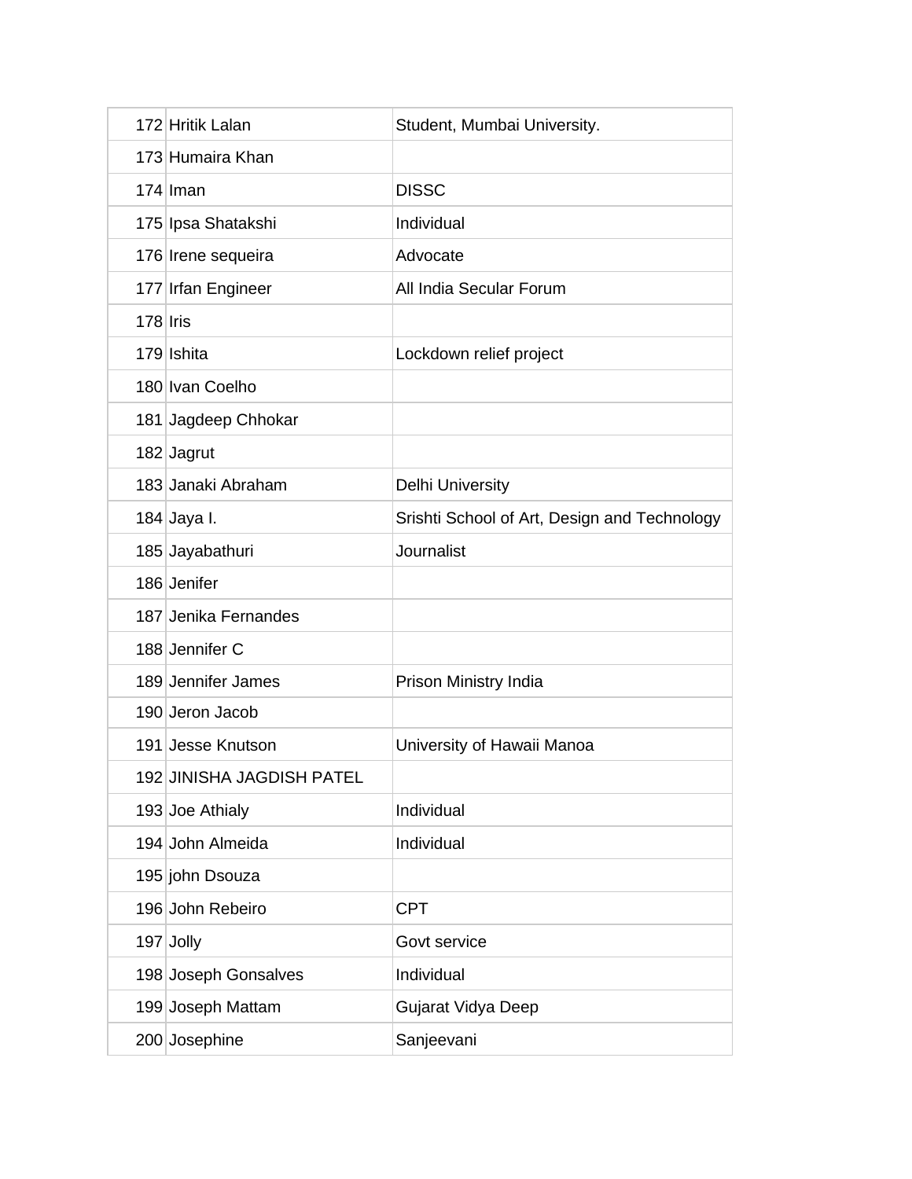| | | |
|---|---|---|
| 172 | Hritik Lalan | Student, Mumbai University. |
| 173 | Humaira Khan | |
| 174 | Iman | DISSC |
| 175 | Ipsa Shatakshi | Individual |
| 176 | Irene sequeira | Advocate |
| 177 | Irfan Engineer | All India Secular Forum |
| 178 | Iris | |
| 179 | Ishita | Lockdown relief project |
| 180 | Ivan Coelho | |
| 181 | Jagdeep Chhokar | |
| 182 | Jagrut | |
| 183 | Janaki Abraham | Delhi University |
| 184 | Jaya I. | Srishti School of Art, Design and Technology |
| 185 | Jayabathuri | Journalist |
| 186 | Jenifer | |
| 187 | Jenika Fernandes | |
| 188 | Jennifer C | |
| 189 | Jennifer James | Prison Ministry India |
| 190 | Jeron Jacob | |
| 191 | Jesse Knutson | University of Hawaii Manoa |
| 192 | JINISHA JAGDISH PATEL | |
| 193 | Joe Athialy | Individual |
| 194 | John Almeida | Individual |
| 195 | john Dsouza | |
| 196 | John Rebeiro | CPT |
| 197 | Jolly | Govt service |
| 198 | Joseph Gonsalves | Individual |
| 199 | Joseph Mattam | Gujarat Vidya Deep |
| 200 | Josephine | Sanjeevani |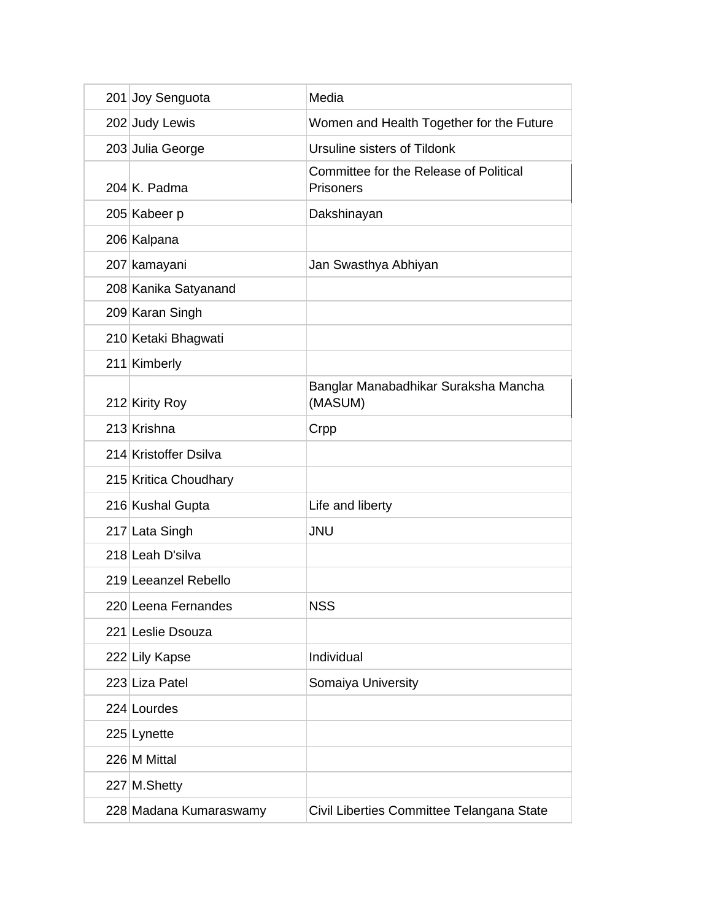| | | |
|---|---|---|
| 201 | Joy Senguota | Media |
| 202 | Judy Lewis | Women and Health Together for the Future |
| 203 | Julia George | Ursuline sisters of Tildonk |
| 204 | K. Padma | Committee for the Release of Political Prisoners |
| 205 | Kabeer p | Dakshinayan |
| 206 | Kalpana | |
| 207 | kamayani | Jan Swasthya Abhiyan |
| 208 | Kanika Satyanand | |
| 209 | Karan Singh | |
| 210 | Ketaki Bhagwati | |
| 211 | Kimberly | |
| 212 | Kirity Roy | Banglar Manabadhikar Suraksha Mancha (MASUM) |
| 213 | Krishna | Crpp |
| 214 | Kristoffer Dsilva | |
| 215 | Kritica Choudhary | |
| 216 | Kushal Gupta | Life and liberty |
| 217 | Lata Singh | JNU |
| 218 | Leah D'silva | |
| 219 | Leeanzel Rebello | |
| 220 | Leena Fernandes | NSS |
| 221 | Leslie Dsouza | |
| 222 | Lily Kapse | Individual |
| 223 | Liza Patel | Somaiya University |
| 224 | Lourdes | |
| 225 | Lynette | |
| 226 | M Mittal | |
| 227 | M.Shetty | |
| 228 | Madana Kumaraswamy | Civil Liberties Committee Telangana State |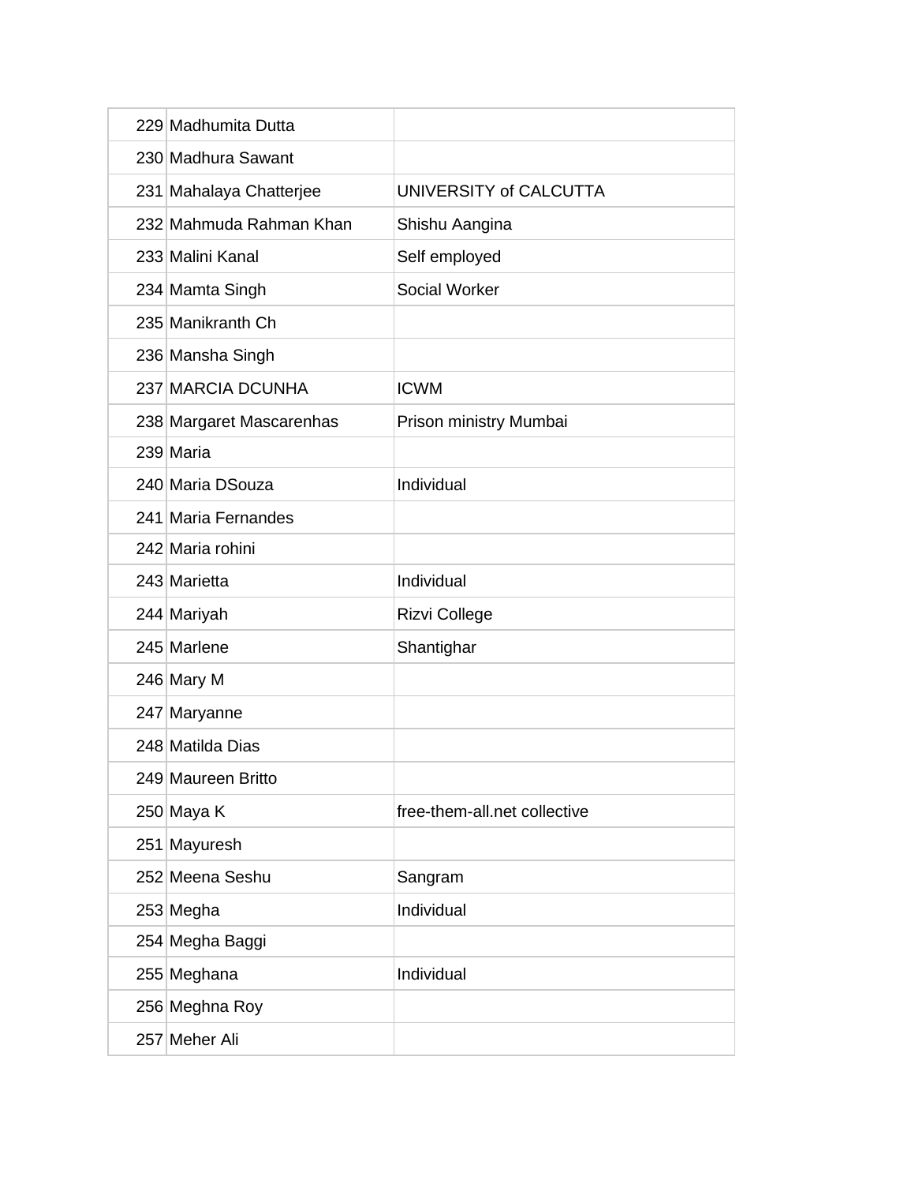| | | |
|---|---|---|
| 229 | Madhumita Dutta | |
| 230 | Madhura Sawant | |
| 231 | Mahalaya Chatterjee | UNIVERSITY of CALCUTTA |
| 232 | Mahmuda Rahman Khan | Shishu Aangina |
| 233 | Malini Kanal | Self employed |
| 234 | Mamta Singh | Social Worker |
| 235 | Manikranth Ch | |
| 236 | Mansha Singh | |
| 237 | MARCIA DCUNHA | ICWM |
| 238 | Margaret Mascarenhas | Prison ministry Mumbai |
| 239 | Maria | |
| 240 | Maria DSouza | Individual |
| 241 | Maria Fernandes | |
| 242 | Maria rohini | |
| 243 | Marietta | Individual |
| 244 | Mariyah | Rizvi College |
| 245 | Marlene | Shantighar |
| 246 | Mary M | |
| 247 | Maryanne | |
| 248 | Matilda Dias | |
| 249 | Maureen Britto | |
| 250 | Maya K | free-them-all.net collective |
| 251 | Mayuresh | |
| 252 | Meena Seshu | Sangram |
| 253 | Megha | Individual |
| 254 | Megha Baggi | |
| 255 | Meghana | Individual |
| 256 | Meghna Roy | |
| 257 | Meher Ali | |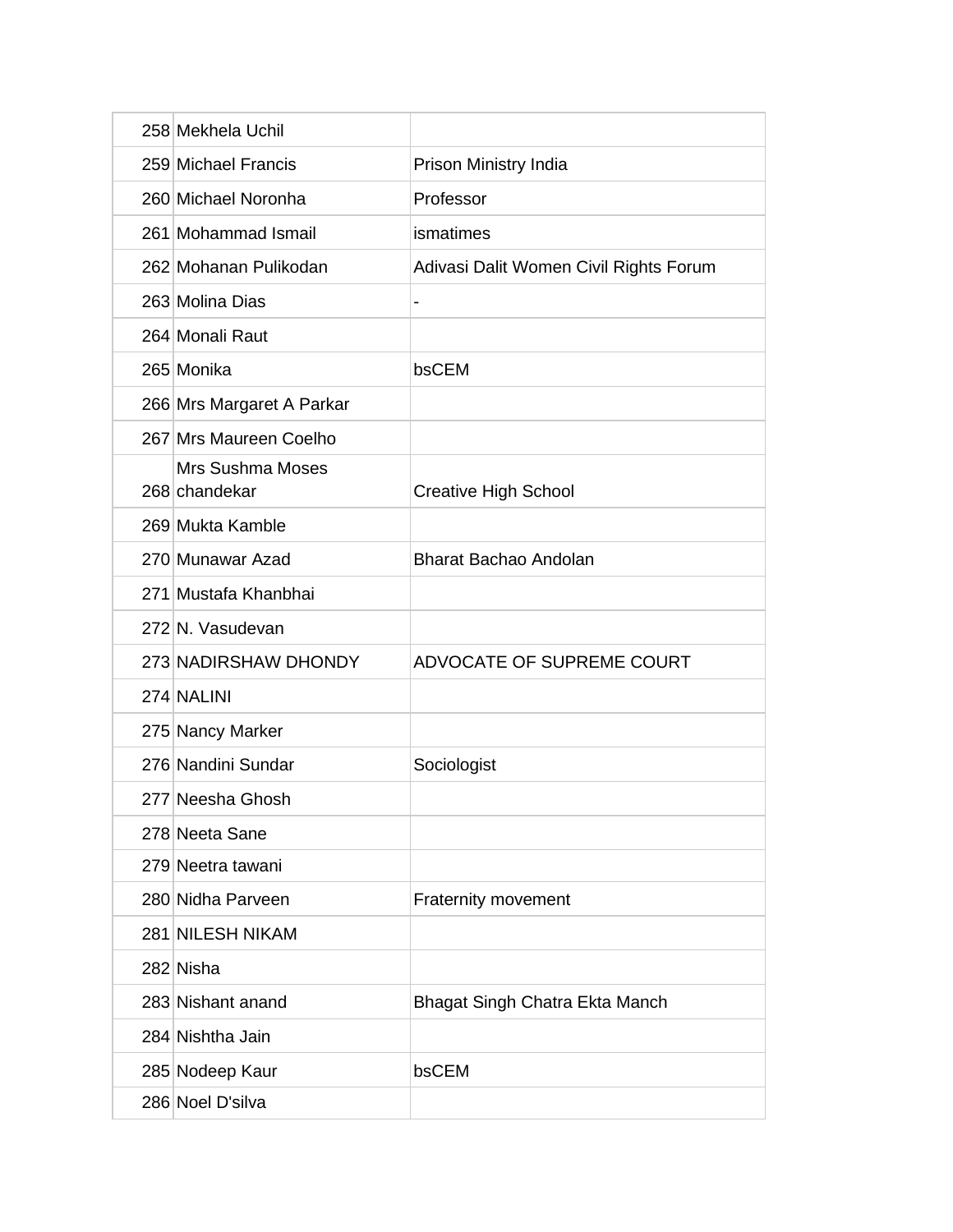| | | |
|---|---|---|
| 258 | Mekhela Uchil | |
| 259 | Michael Francis | Prison Ministry India |
| 260 | Michael Noronha | Professor |
| 261 | Mohammad Ismail | ismatimes |
| 262 | Mohanan Pulikodan | Adivasi Dalit Women Civil Rights Forum |
| 263 | Molina Dias | - |
| 264 | Monali Raut | |
| 265 | Monika | bsCEM |
| 266 | Mrs Margaret A Parkar | |
| 267 | Mrs Maureen Coelho | |
| 268 | Mrs Sushma Moses chandekar | Creative High School |
| 269 | Mukta Kamble | |
| 270 | Munawar Azad | Bharat Bachao Andolan |
| 271 | Mustafa Khanbhai | |
| 272 | N. Vasudevan | |
| 273 | NADIRSHAW DHONDY | ADVOCATE OF SUPREME COURT |
| 274 | NALINI | |
| 275 | Nancy Marker | |
| 276 | Nandini Sundar | Sociologist |
| 277 | Neesha Ghosh | |
| 278 | Neeta Sane | |
| 279 | Neetra tawani | |
| 280 | Nidha Parveen | Fraternity movement |
| 281 | NILESH NIKAM | |
| 282 | Nisha | |
| 283 | Nishant anand | Bhagat Singh Chatra Ekta Manch |
| 284 | Nishtha Jain | |
| 285 | Nodeep Kaur | bsCEM |
| 286 | Noel D'silva | |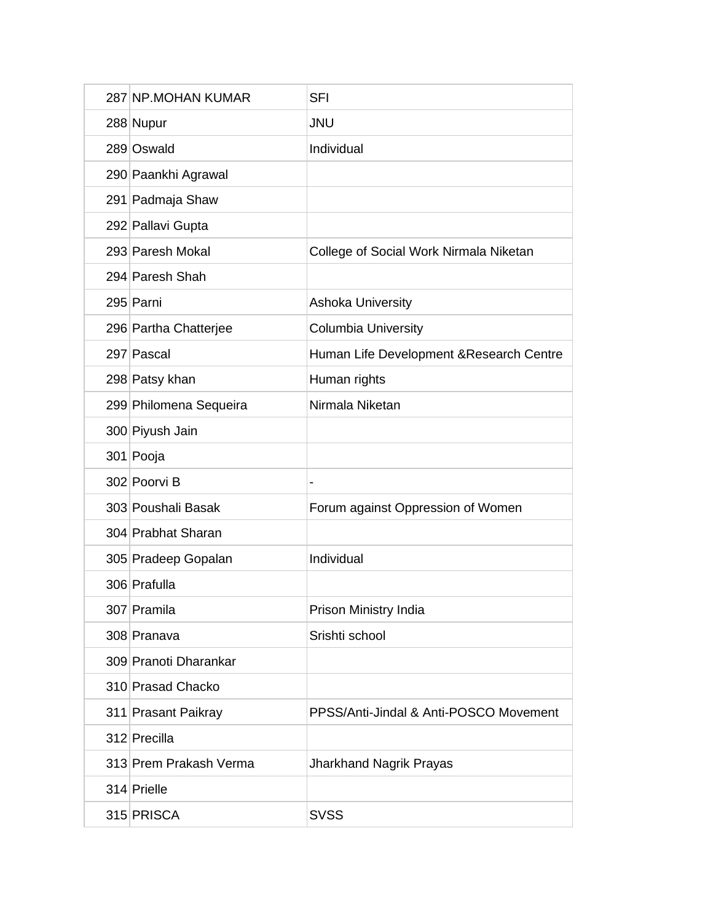| | | |
|---|---|---|
| 287 | NP.MOHAN KUMAR | SFI |
| 288 | Nupur | JNU |
| 289 | Oswald | Individual |
| 290 | Paankhi Agrawal | |
| 291 | Padmaja Shaw | |
| 292 | Pallavi Gupta | |
| 293 | Paresh Mokal | College of Social Work Nirmala Niketan |
| 294 | Paresh Shah | |
| 295 | Parni | Ashoka University |
| 296 | Partha Chatterjee | Columbia University |
| 297 | Pascal | Human Life Development &Research Centre |
| 298 | Patsy khan | Human rights |
| 299 | Philomena Sequeira | Nirmala Niketan |
| 300 | Piyush Jain | |
| 301 | Pooja | |
| 302 | Poorvi B | - |
| 303 | Poushali Basak | Forum against Oppression of Women |
| 304 | Prabhat Sharan | |
| 305 | Pradeep Gopalan | Individual |
| 306 | Prafulla | |
| 307 | Pramila | Prison Ministry India |
| 308 | Pranava | Srishti school |
| 309 | Pranoti Dharankar | |
| 310 | Prasad Chacko | |
| 311 | Prasant Paikray | PPSS/Anti-Jindal & Anti-POSCO Movement |
| 312 | Precilla | |
| 313 | Prem Prakash Verma | Jharkhand Nagrik Prayas |
| 314 | Prielle | |
| 315 | PRISCA | SVSS |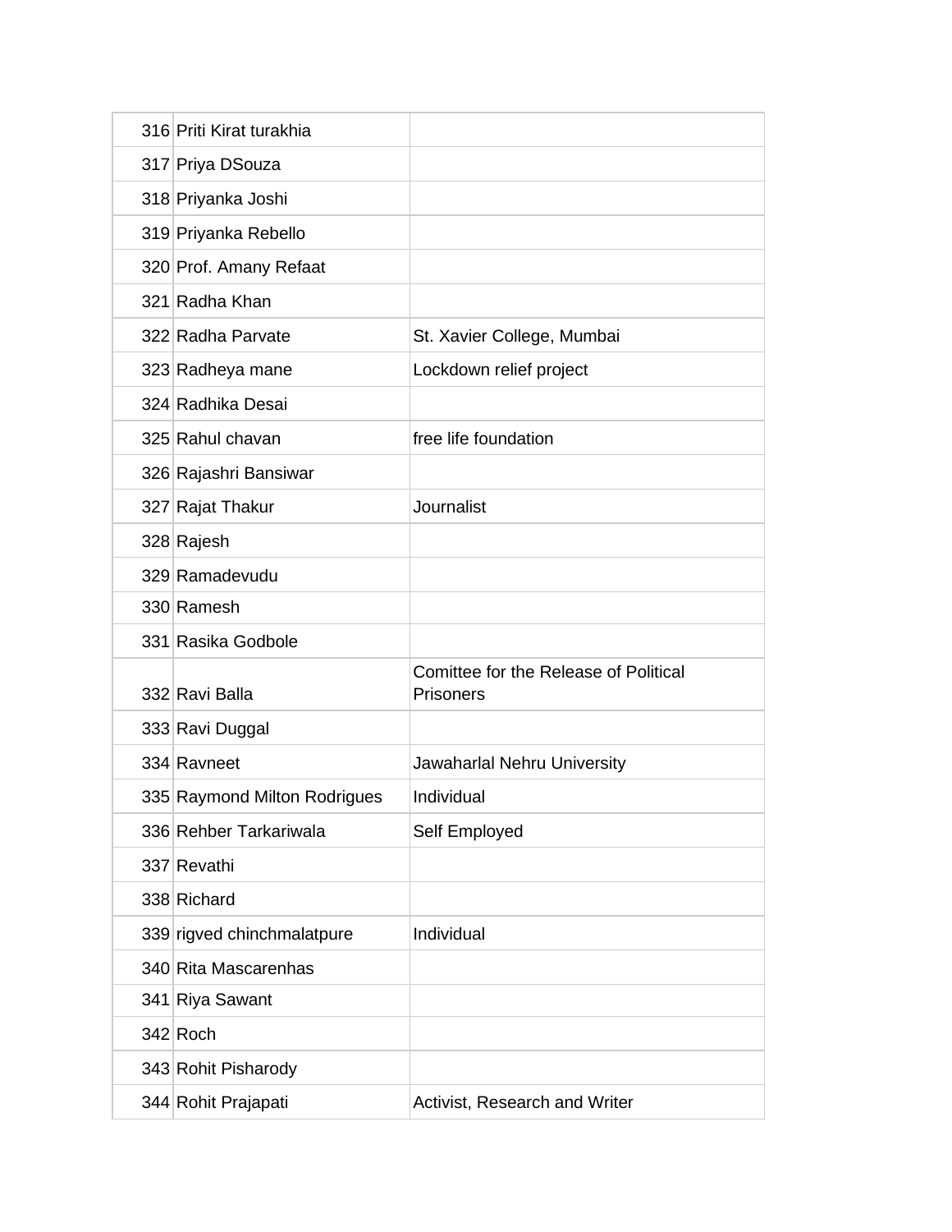| | | |
|---|---|---|
| 316 | Priti Kirat turakhia | |
| 317 | Priya DSouza | |
| 318 | Priyanka Joshi | |
| 319 | Priyanka Rebello | |
| 320 | Prof. Amany Refaat | |
| 321 | Radha Khan | |
| 322 | Radha Parvate | St. Xavier College, Mumbai |
| 323 | Radheya mane | Lockdown relief project |
| 324 | Radhika Desai | |
| 325 | Rahul chavan | free life foundation |
| 326 | Rajashri Bansiwar | |
| 327 | Rajat Thakur | Journalist |
| 328 | Rajesh | |
| 329 | Ramadevudu | |
| 330 | Ramesh | |
| 331 | Rasika Godbole | |
| 332 | Ravi Balla | Comittee for the Release of Political Prisoners |
| 333 | Ravi Duggal | |
| 334 | Ravneet | Jawaharlal Nehru University |
| 335 | Raymond Milton Rodrigues | Individual |
| 336 | Rehber Tarkariwala | Self Employed |
| 337 | Revathi | |
| 338 | Richard | |
| 339 | rigved chinchmalatpure | Individual |
| 340 | Rita Mascarenhas | |
| 341 | Riya Sawant | |
| 342 | Roch | |
| 343 | Rohit Pisharody | |
| 344 | Rohit Prajapati | Activist, Research and Writer |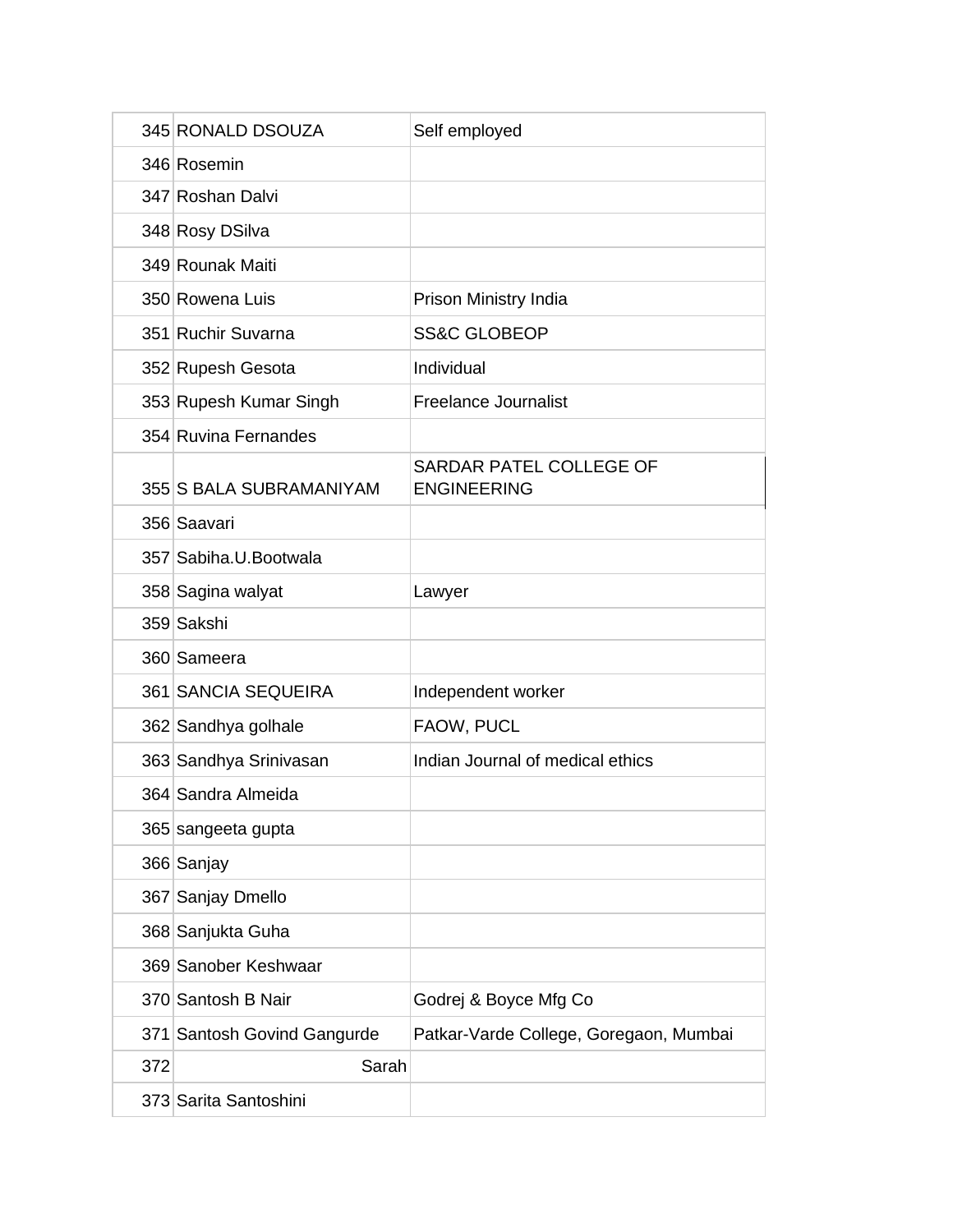| | | |
|---|---|---|
| 345 | RONALD DSOUZA | Self employed |
| 346 | Rosemin | |
| 347 | Roshan Dalvi | |
| 348 | Rosy DSilva | |
| 349 | Rounak Maiti | |
| 350 | Rowena Luis | Prison Ministry India |
| 351 | Ruchir Suvarna | SS&C GLOBEOP |
| 352 | Rupesh Gesota | Individual |
| 353 | Rupesh Kumar Singh | Freelance Journalist |
| 354 | Ruvina Fernandes | |
| 355 | S BALA SUBRAMANIYAM | SARDAR PATEL COLLEGE OF ENGINEERING |
| 356 | Saavari | |
| 357 | Sabiha.U.Bootwala | |
| 358 | Sagina walyat | Lawyer |
| 359 | Sakshi | |
| 360 | Sameera | |
| 361 | SANCIA SEQUEIRA | Independent worker |
| 362 | Sandhya golhale | FAOW, PUCL |
| 363 | Sandhya Srinivasan | Indian Journal of medical ethics |
| 364 | Sandra Almeida | |
| 365 | sangeeta gupta | |
| 366 | Sanjay | |
| 367 | Sanjay Dmello | |
| 368 | Sanjukta Guha | |
| 369 | Sanober Keshwaar | |
| 370 | Santosh B Nair | Godrej & Boyce Mfg Co |
| 371 | Santosh Govind Gangurde | Patkar-Varde College, Goregaon, Mumbai |
| 372 | Sarah | |
| 373 | Sarita Santoshini | |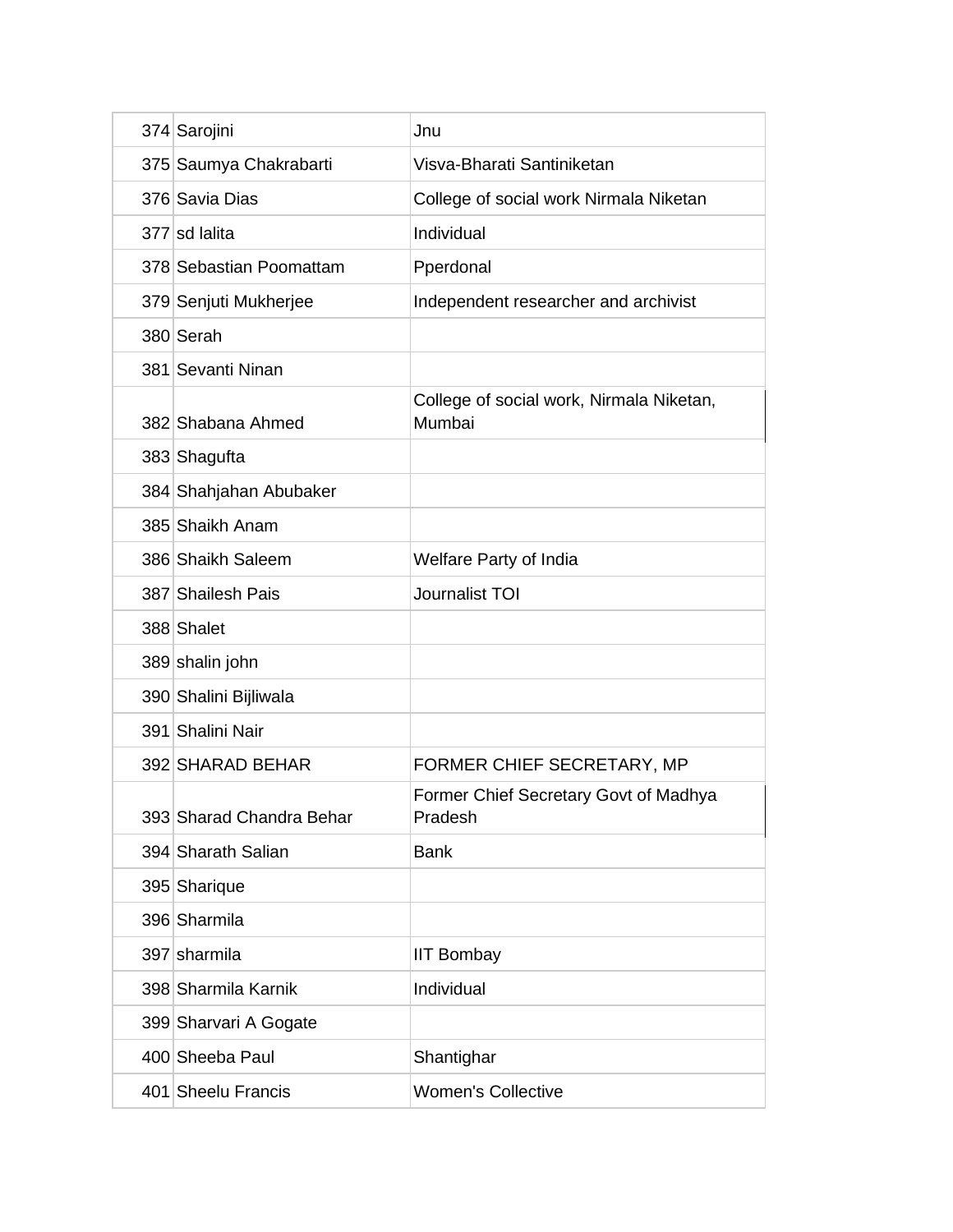| | | |
|---|---|---|
| 374 | Sarojini | Jnu |
| 375 | Saumya Chakrabarti | Visva-Bharati Santiniketan |
| 376 | Savia Dias | College of social work Nirmala Niketan |
| 377 | sd lalita | Individual |
| 378 | Sebastian Poomattam | Pperdonal |
| 379 | Senjuti Mukherjee | Independent researcher and archivist |
| 380 | Serah | |
| 381 | Sevanti Ninan | |
| 382 | Shabana Ahmed | College of social work, Nirmala Niketan, Mumbai |
| 383 | Shagufta | |
| 384 | Shahjahan Abubaker | |
| 385 | Shaikh Anam | |
| 386 | Shaikh Saleem | Welfare Party of India |
| 387 | Shailesh Pais | Journalist TOI |
| 388 | Shalet | |
| 389 | shalin john | |
| 390 | Shalini Bijliwala | |
| 391 | Shalini Nair | |
| 392 | SHARAD BEHAR | FORMER CHIEF SECRETARY, MP |
| 393 | Sharad Chandra Behar | Former Chief Secretary Govt of Madhya Pradesh |
| 394 | Sharath Salian | Bank |
| 395 | Sharique | |
| 396 | Sharmila | |
| 397 | sharmila | IIT Bombay |
| 398 | Sharmila Karnik | Individual |
| 399 | Sharvari A Gogate | |
| 400 | Sheeba Paul | Shantighar |
| 401 | Sheelu Francis | Women's Collective |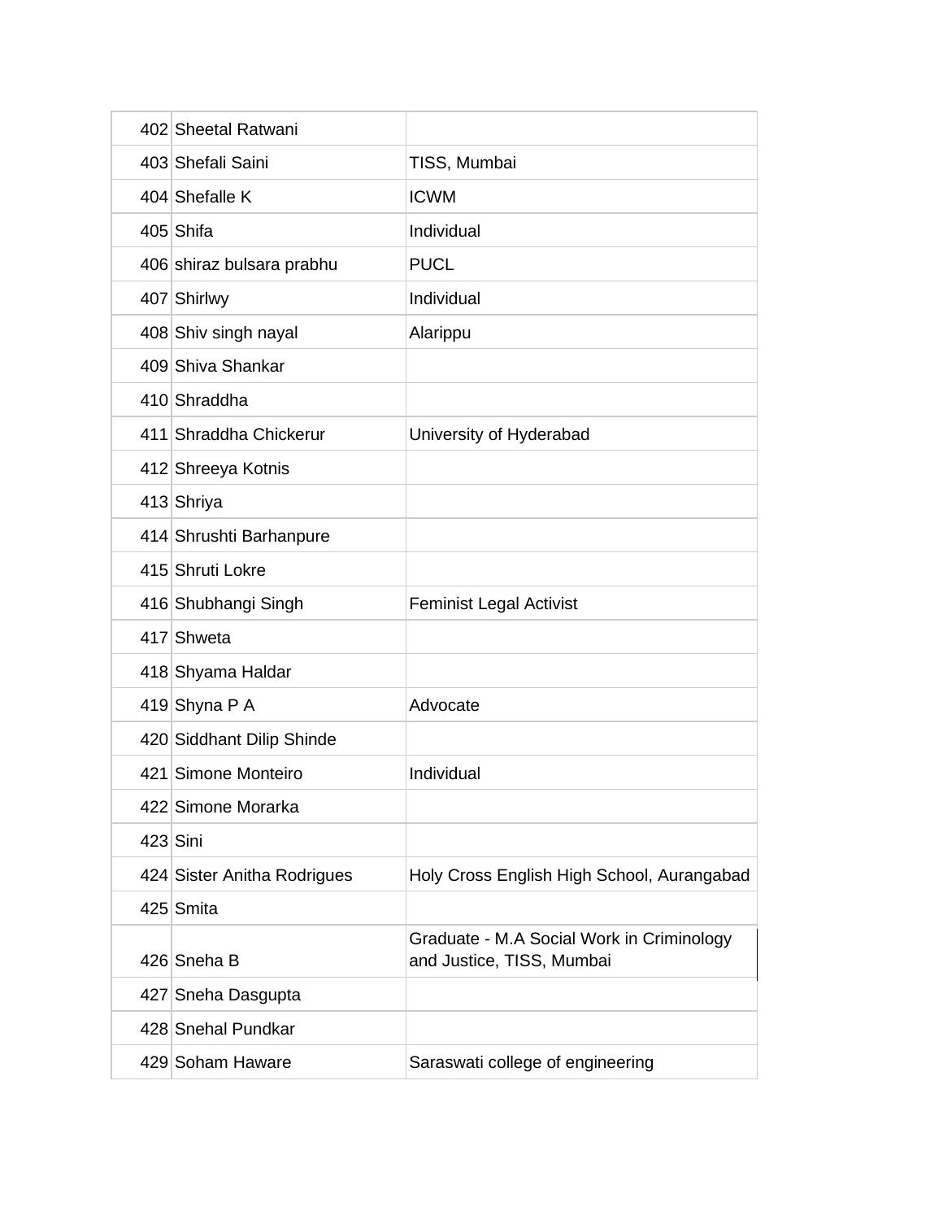| | | |
|---|---|---|
| 402 | Sheetal Ratwani | |
| 403 | Shefali Saini | TISS, Mumbai |
| 404 | Shefalle K | ICWM |
| 405 | Shifa | Individual |
| 406 | shiraz bulsara prabhu | PUCL |
| 407 | Shirlwy | Individual |
| 408 | Shiv singh nayal | Alarippu |
| 409 | Shiva Shankar | |
| 410 | Shraddha | |
| 411 | Shraddha Chickerur | University of Hyderabad |
| 412 | Shreeya Kotnis | |
| 413 | Shriya | |
| 414 | Shrushti Barhanpure | |
| 415 | Shruti Lokre | |
| 416 | Shubhangi Singh | Feminist Legal Activist |
| 417 | Shweta | |
| 418 | Shyama Haldar | |
| 419 | Shyna P A | Advocate |
| 420 | Siddhant Dilip Shinde | |
| 421 | Simone Monteiro | Individual |
| 422 | Simone Morarka | |
| 423 | Sini | |
| 424 | Sister Anitha Rodrigues | Holy Cross English High School, Aurangabad |
| 425 | Smita | |
| 426 | Sneha B | Graduate - M.A Social Work in Criminology and Justice, TISS, Mumbai |
| 427 | Sneha Dasgupta | |
| 428 | Snehal Pundkar | |
| 429 | Soham Haware | Saraswati college of engineering |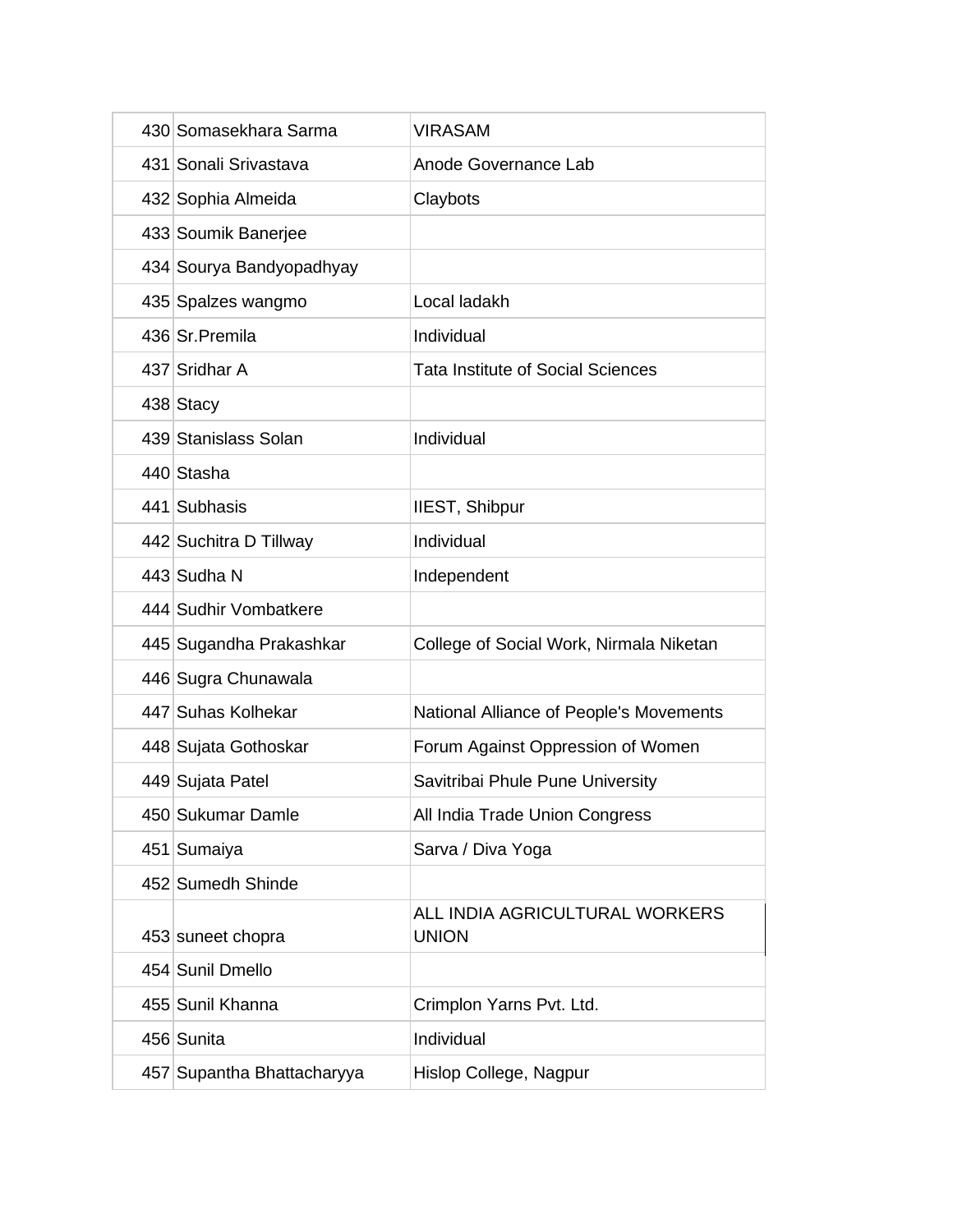| | | |
|---|---|---|
| 430 | Somasekhara Sarma | VIRASAM |
| 431 | Sonali Srivastava | Anode Governance Lab |
| 432 | Sophia Almeida | Claybots |
| 433 | Soumik Banerjee | |
| 434 | Sourya Bandyopadhyay | |
| 435 | Spalzes wangmo | Local ladakh |
| 436 | Sr.Premila | Individual |
| 437 | Sridhar A | Tata Institute of Social Sciences |
| 438 | Stacy | |
| 439 | Stanislass Solan | Individual |
| 440 | Stasha | |
| 441 | Subhasis | IIEST, Shibpur |
| 442 | Suchitra D Tillway | Individual |
| 443 | Sudha N | Independent |
| 444 | Sudhir Vombatkere | |
| 445 | Sugandha Prakashkar | College of Social Work, Nirmala Niketan |
| 446 | Sugra Chunawala | |
| 447 | Suhas Kolhekar | National Alliance of People's Movements |
| 448 | Sujata Gothoskar | Forum Against Oppression of Women |
| 449 | Sujata Patel | Savitribai Phule Pune University |
| 450 | Sukumar Damle | All India Trade Union Congress |
| 451 | Sumaiya | Sarva / Diva Yoga |
| 452 | Sumedh Shinde | |
| 453 | suneet chopra | ALL INDIA AGRICULTURAL WORKERS UNION |
| 454 | Sunil Dmello | |
| 455 | Sunil Khanna | Crimplon Yarns Pvt. Ltd. |
| 456 | Sunita | Individual |
| 457 | Supantha Bhattacharyya | Hislop College, Nagpur |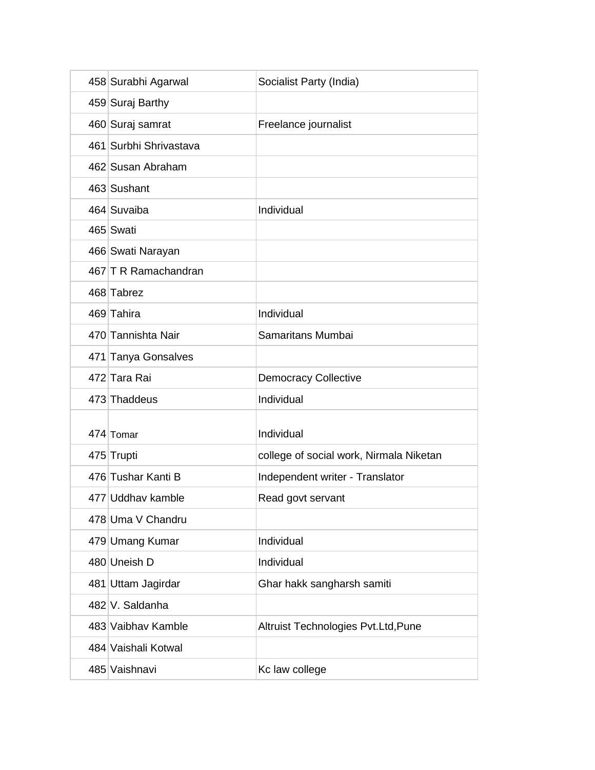| | | |
|---|---|---|
| 458 | Surabhi Agarwal | Socialist Party (India) |
| 459 | Suraj Barthy | |
| 460 | Suraj samrat | Freelance journalist |
| 461 | Surbhi Shrivastava | |
| 462 | Susan Abraham | |
| 463 | Sushant | |
| 464 | Suvaiba | Individual |
| 465 | Swati | |
| 466 | Swati Narayan | |
| 467 | T R Ramachandran | |
| 468 | Tabrez | |
| 469 | Tahira | Individual |
| 470 | Tannishta Nair | Samaritans Mumbai |
| 471 | Tanya Gonsalves | |
| 472 | Tara Rai | Democracy Collective |
| 473 | Thaddeus | Individual |
| 474 | Tomar | Individual |
| 475 | Trupti | college of social work, Nirmala Niketan |
| 476 | Tushar Kanti B | Independent writer - Translator |
| 477 | Uddhav kamble | Read govt servant |
| 478 | Uma V Chandru | |
| 479 | Umang Kumar | Individual |
| 480 | Uneish D | Individual |
| 481 | Uttam Jagirdar | Ghar hakk sangharsh samiti |
| 482 | V. Saldanha | |
| 483 | Vaibhav Kamble | Altruist Technologies Pvt.Ltd,Pune |
| 484 | Vaishali Kotwal | |
| 485 | Vaishnavi | Kc law college |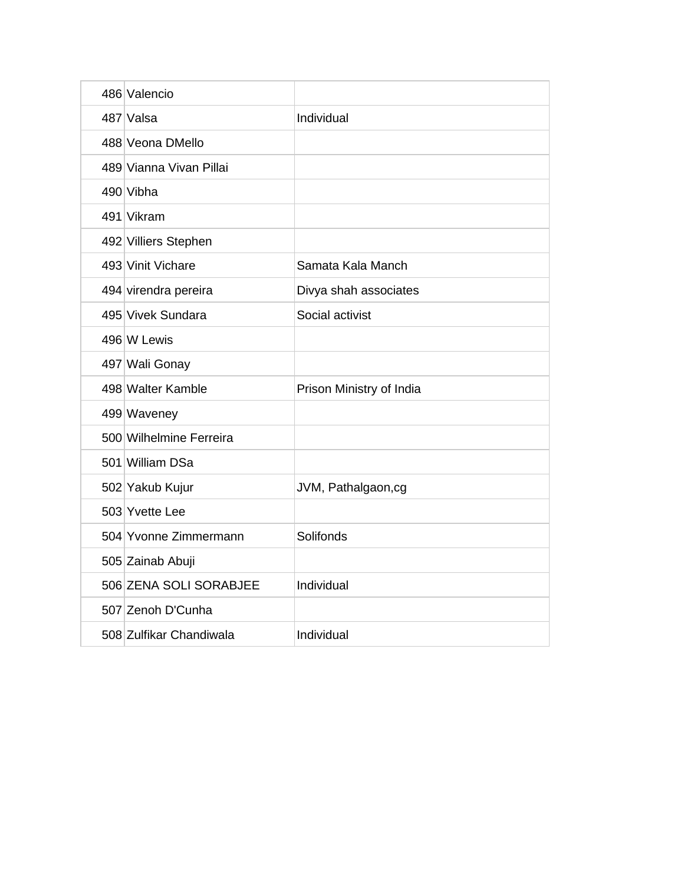| | | |
|---|---|---|
| 486 | Valencio | |
| 487 | Valsa | Individual |
| 488 | Veona DMello | |
| 489 | Vianna Vivan Pillai | |
| 490 | Vibha | |
| 491 | Vikram | |
| 492 | Villiers Stephen | |
| 493 | Vinit Vichare | Samata Kala Manch |
| 494 | virendra pereira | Divya shah associates |
| 495 | Vivek Sundara | Social activist |
| 496 | W Lewis | |
| 497 | Wali Gonay | |
| 498 | Walter Kamble | Prison Ministry of India |
| 499 | Waveney | |
| 500 | Wilhelmine Ferreira | |
| 501 | William DSa | |
| 502 | Yakub Kujur | JVM, Pathalgaon,cg |
| 503 | Yvette Lee | |
| 504 | Yvonne Zimmermann | Solifonds |
| 505 | Zainab Abuji | |
| 506 | ZENA SOLI SORABJEE | Individual |
| 507 | Zenoh D'Cunha | |
| 508 | Zulfikar Chandiwala | Individual |